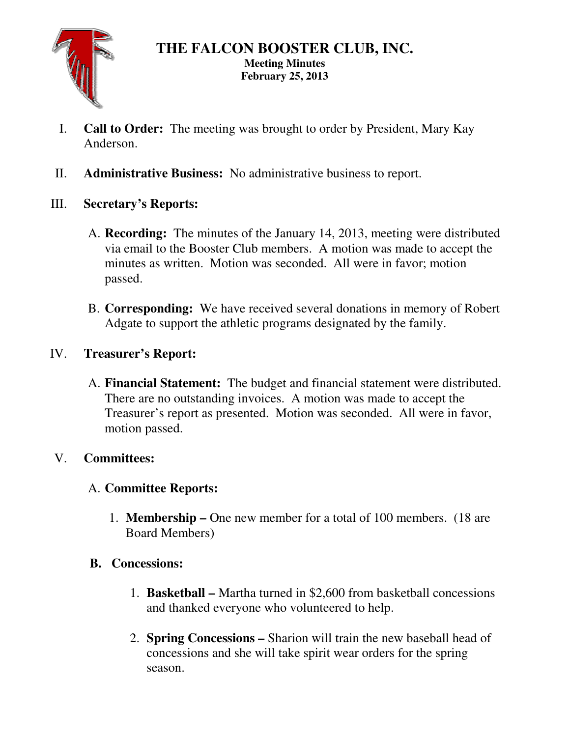# THE FALCON BOOSTER CLUB, INC.

**Meeting Minutes**
**February 25, 2013**

I. **Call to Order:** The meeting was brought to order by President, Mary Kay Anderson.

II. **Administrative Business:** No administrative business to report.

III. **Secretary's Reports:**

   A. **Recording:** The minutes of the January 14, 2013, meeting were distributed via email to the Booster Club members. A motion was made to accept the minutes as written. Motion was seconded. All were in favor; motion passed.

   B. **Corresponding:** We have received several donations in memory of Robert Adgate to support the athletic programs designated by the family.

IV. **Treasurer's Report:**

   A. **Financial Statement:** The budget and financial statement were distributed. There are no outstanding invoices. A motion was made to accept the Treasurer's report as presented. Motion was seconded. All were in favor, motion passed.

V. **Committees:**

   A. **Committee Reports:**

      1. **Membership –** One new member for a total of 100 members. (18 are Board Members)

   **B. Concessions:**

      1. **Basketball –** Martha turned in $2,600 from basketball concessions and thanked everyone who volunteered to help.

      2. **Spring Concessions –** Sharion will train the new baseball head of concessions and she will take spirit wear orders for the spring season.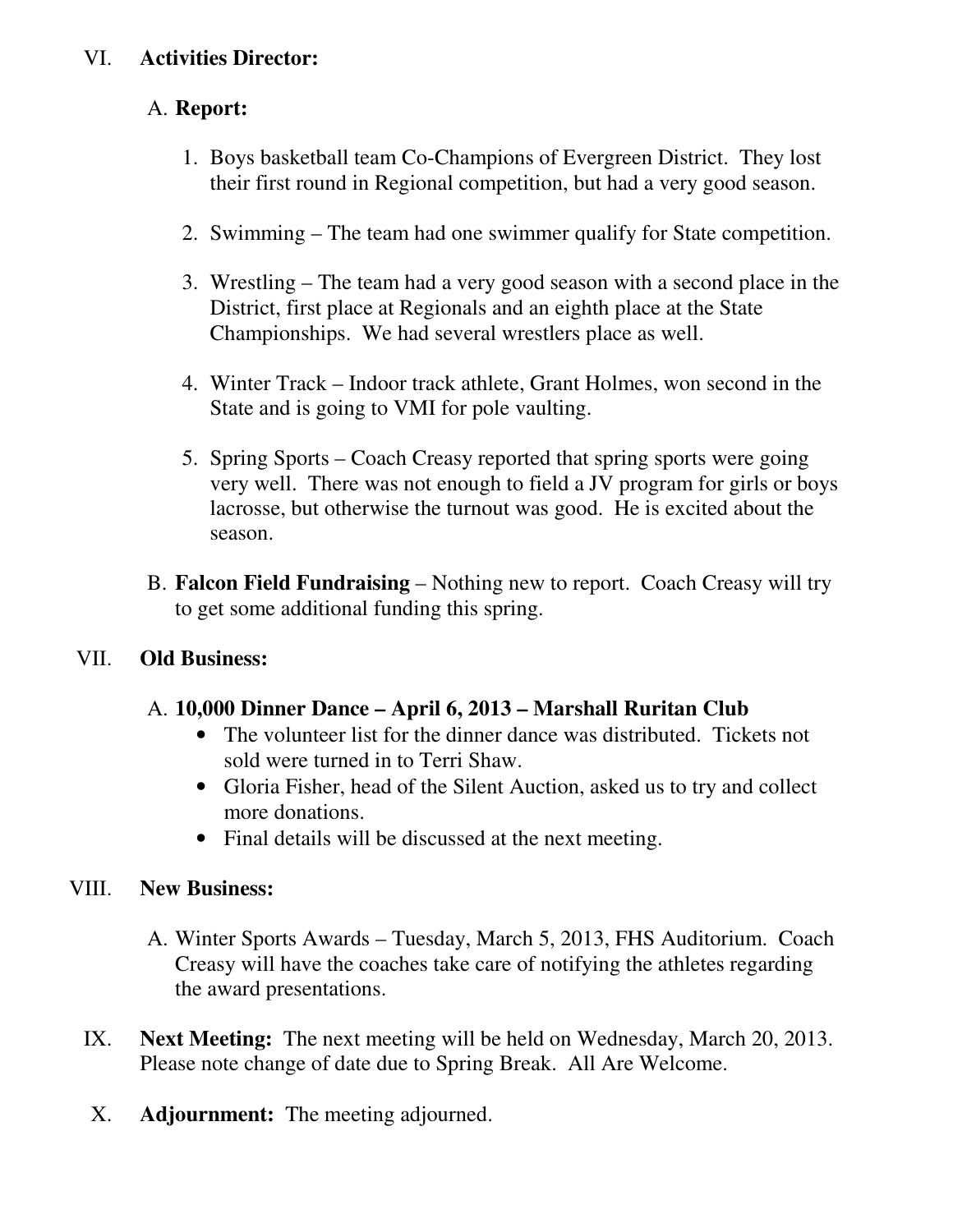VI. **Activities Director:**

A. **Report:**

1. Boys basketball team Co-Champions of Evergreen District. They lost their first round in Regional competition, but had a very good season.

2. Swimming – The team had one swimmer qualify for State competition.

3. Wrestling – The team had a very good season with a second place in the District, first place at Regionals and an eighth place at the State Championships. We had several wrestlers place as well.

4. Winter Track – Indoor track athlete, Grant Holmes, won second in the State and is going to VMI for pole vaulting.

5. Spring Sports – Coach Creasy reported that spring sports were going very well. There was not enough to field a JV program for girls or boys lacrosse, but otherwise the turnout was good. He is excited about the season.

B. **Falcon Field Fundraising** – Nothing new to report. Coach Creasy will try to get some additional funding this spring.

VII. **Old Business:**

A. **10,000 Dinner Dance – April 6, 2013 – Marshall Ruritan Club**

- The volunteer list for the dinner dance was distributed. Tickets not sold were turned in to Terri Shaw.
- Gloria Fisher, head of the Silent Auction, asked us to try and collect more donations.
- Final details will be discussed at the next meeting.

VIII. **New Business:**

A. Winter Sports Awards – Tuesday, March 5, 2013, FHS Auditorium. Coach Creasy will have the coaches take care of notifying the athletes regarding the award presentations.

IX. **Next Meeting:** The next meeting will be held on Wednesday, March 20, 2013. Please note change of date due to Spring Break. All Are Welcome.

X. **Adjournment:** The meeting adjourned.